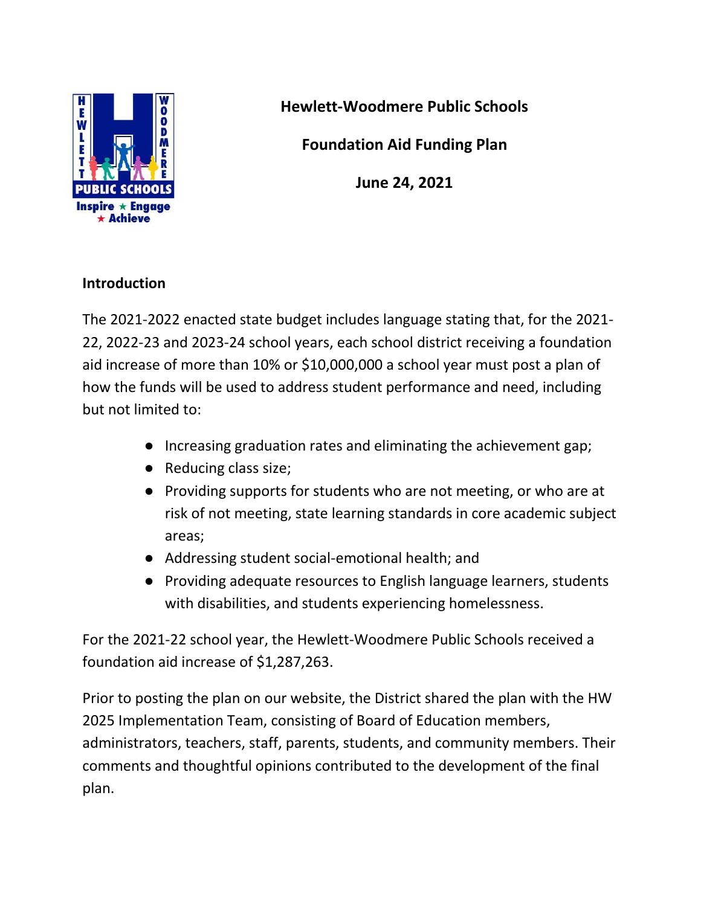# Hewlett-Woodmere Public Schools

## Foundation Aid Funding Plan

**June 24, 2021**

### Introduction

The 2021-2022 enacted state budget includes language stating that, for the 2021-22, 2022-23 and 2023-24 school years, each school district receiving a foundation aid increase of more than 10% or $10,000,000 a school year must post a plan of how the funds will be used to address student performance and need, including but not limited to:

- Increasing graduation rates and eliminating the achievement gap;
- Reducing class size;
- Providing supports for students who are not meeting, or who are at risk of not meeting, state learning standards in core academic subject areas;
- Addressing student social-emotional health; and
- Providing adequate resources to English language learners, students with disabilities, and students experiencing homelessness.

For the 2021-22 school year, the Hewlett-Woodmere Public Schools received a foundation aid increase of $1,287,263.

Prior to posting the plan on our website, the District shared the plan with the HW 2025 Implementation Team, consisting of Board of Education members, administrators, teachers, staff, parents, students, and community members. Their comments and thoughtful opinions contributed to the development of the final plan.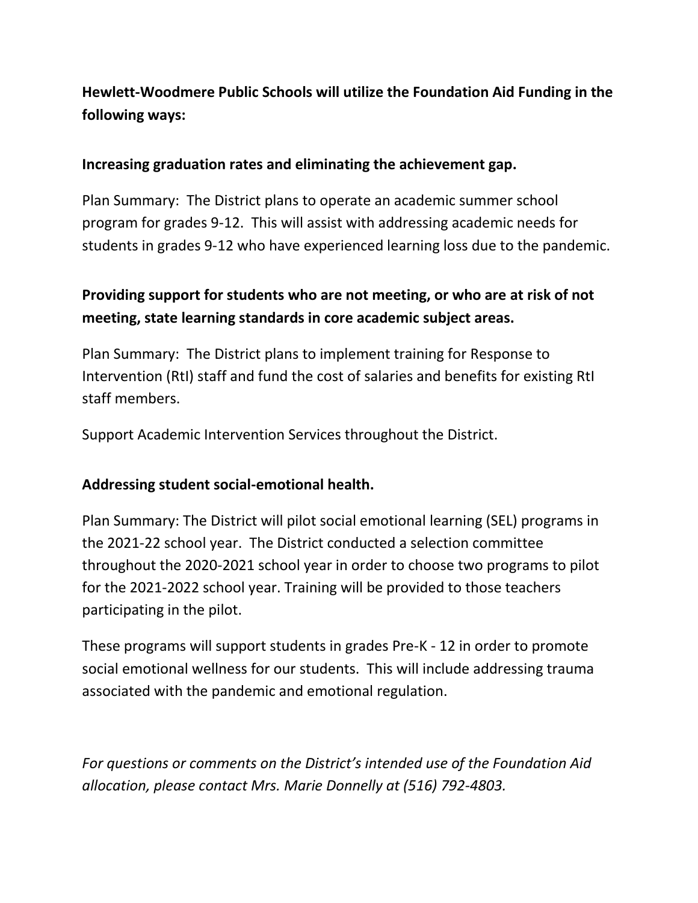**Hewlett-Woodmere Public Schools will utilize the Foundation Aid Funding in the following ways:**

**Increasing graduation rates and eliminating the achievement gap.**

Plan Summary: The District plans to operate an academic summer school program for grades 9-12. This will assist with addressing academic needs for students in grades 9-12 who have experienced learning loss due to the pandemic.

**Providing support for students who are not meeting, or who are at risk of not meeting, state learning standards in core academic subject areas.**

Plan Summary: The District plans to implement training for Response to Intervention (RtI) staff and fund the cost of salaries and benefits for existing RtI staff members.

Support Academic Intervention Services throughout the District.

**Addressing student social-emotional health.**

Plan Summary: The District will pilot social emotional learning (SEL) programs in the 2021-22 school year. The District conducted a selection committee throughout the 2020-2021 school year in order to choose two programs to pilot for the 2021-2022 school year. Training will be provided to those teachers participating in the pilot.

These programs will support students in grades Pre-K - 12 in order to promote social emotional wellness for our students. This will include addressing trauma associated with the pandemic and emotional regulation.

*For questions or comments on the District's intended use of the Foundation Aid allocation, please contact Mrs. Marie Donnelly at (516) 792-4803.*